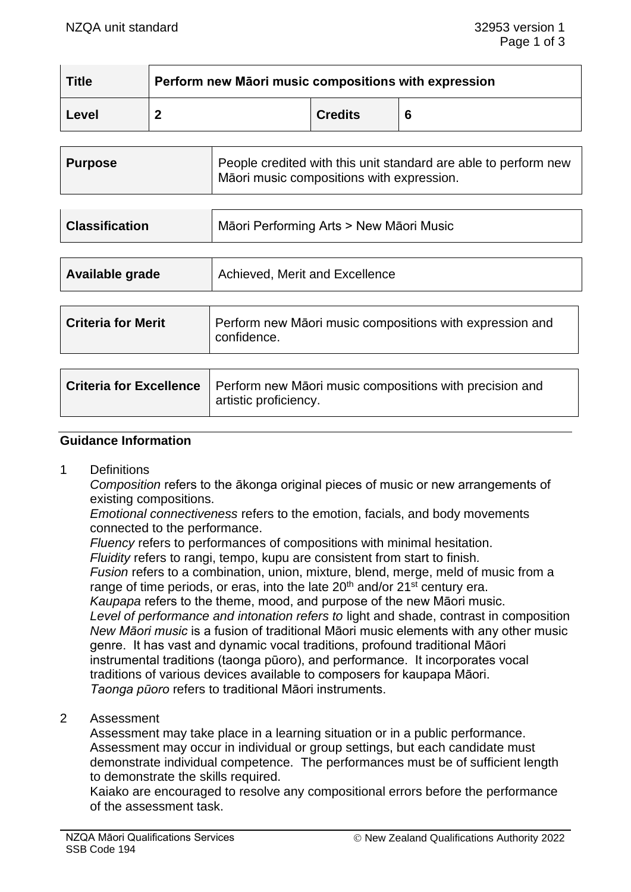| Title | Perform new Māori music compositions with expression | | |
|---|---|---|---|
| Level | 2 | Credits | 6 |

| Purpose | People credited with this unit standard are able to perform new Māori music compositions with expression. |
|---|---|

| Classification | Māori Performing Arts > New Māori Music |
|---|---|

| Available grade | Achieved, Merit and Excellence |
|---|---|

| Criteria for Merit | Perform new Māori music compositions with expression and confidence. |
|---|---|

| Criteria for Excellence | Perform new Māori music compositions with precision and artistic proficiency. |
|---|---|

## Guidance Information

1 Definitions

*Composition* refers to the ākonga original pieces of music or new arrangements of existing compositions.
*Emotional connectiveness* refers to the emotion, facials, and body movements connected to the performance.
*Fluency* refers to performances of compositions with minimal hesitation.
*Fluidity* refers to rangi, tempo, kupu are consistent from start to finish.
*Fusion* refers to a combination, union, mixture, blend, merge, meld of music from a range of time periods, or eras, into the late 20th and/or 21st century era.
*Kaupapa* refers to the theme, mood, and purpose of the new Māori music.
*Level of performance and intonation refers to* light and shade, contrast in composition
*New Māori music* is a fusion of traditional Māori music elements with any other music genre. It has vast and dynamic vocal traditions, profound traditional Māori instrumental traditions (taonga pūoro), and performance. It incorporates vocal traditions of various devices available to composers for kaupapa Māori.
*Taonga pūoro* refers to traditional Māori instruments.

2 Assessment

Assessment may take place in a learning situation or in a public performance. Assessment may occur in individual or group settings, but each candidate must demonstrate individual competence. The performances must be of sufficient length to demonstrate the skills required.
Kaiako are encouraged to resolve any compositional errors before the performance of the assessment task.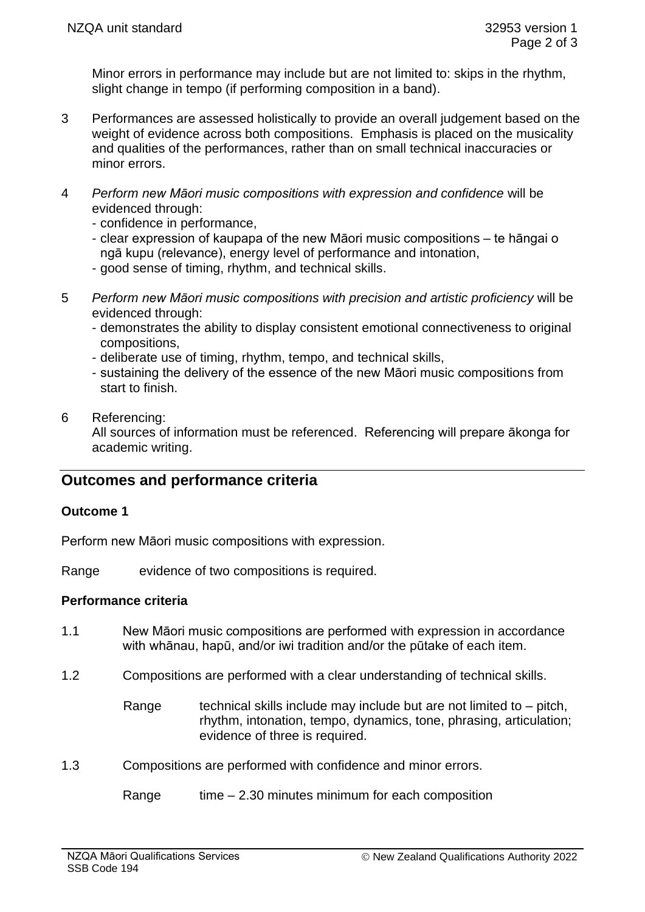Minor errors in performance may include but are not limited to: skips in the rhythm, slight change in tempo (if performing composition in a band).

3 Performances are assessed holistically to provide an overall judgement based on the weight of evidence across both compositions. Emphasis is placed on the musicality and qualities of the performances, rather than on small technical inaccuracies or minor errors.

4 *Perform new Māori music compositions with expression and confidence* will be evidenced through:
   - confidence in performance,
   - clear expression of kaupapa of the new Māori music compositions – te hāngai o ngā kupu (relevance), energy level of performance and intonation,
   - good sense of timing, rhythm, and technical skills.

5 *Perform new Māori music compositions with precision and artistic proficiency* will be evidenced through:
   - demonstrates the ability to display consistent emotional connectiveness to original compositions,
   - deliberate use of timing, rhythm, tempo, and technical skills,
   - sustaining the delivery of the essence of the new Māori music compositions from start to finish.

6 Referencing:
   All sources of information must be referenced. Referencing will prepare ākonga for academic writing.

## Outcomes and performance criteria

### Outcome 1

Perform new Māori music compositions with expression.

Range evidence of two compositions is required.

### Performance criteria

1.1 New Māori music compositions are performed with expression in accordance with whānau, hapū, and/or iwi tradition and/or the pūtake of each item.

1.2 Compositions are performed with a clear understanding of technical skills.

   Range technical skills include may include but are not limited to – pitch, rhythm, intonation, tempo, dynamics, tone, phrasing, articulation; evidence of three is required.

1.3 Compositions are performed with confidence and minor errors.

   Range time – 2.30 minutes minimum for each composition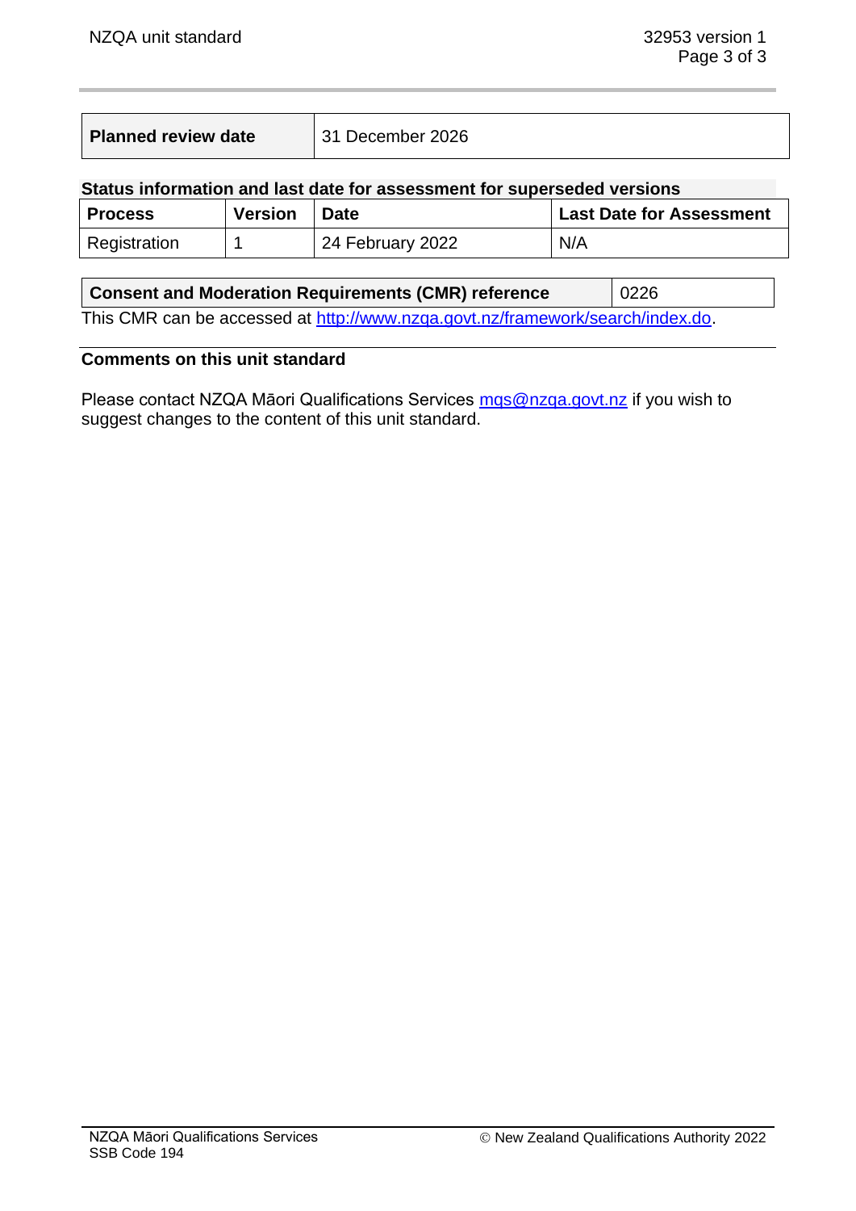| Planned review date | 31 December 2026 |
| --- | --- |

**Status information and last date for assessment for superseded versions**

| Process | Version | Date | Last Date for Assessment |
| --- | --- | --- | --- |
| Registration | 1 | 24 February 2022 | N/A |

| Consent and Moderation Requirements (CMR) reference | 0226 |
| --- | --- |

This CMR can be accessed at http://www.nzqa.govt.nz/framework/search/index.do.

**Comments on this unit standard**

Please contact NZQA Māori Qualifications Services mqs@nzqa.govt.nz if you wish to suggest changes to the content of this unit standard.